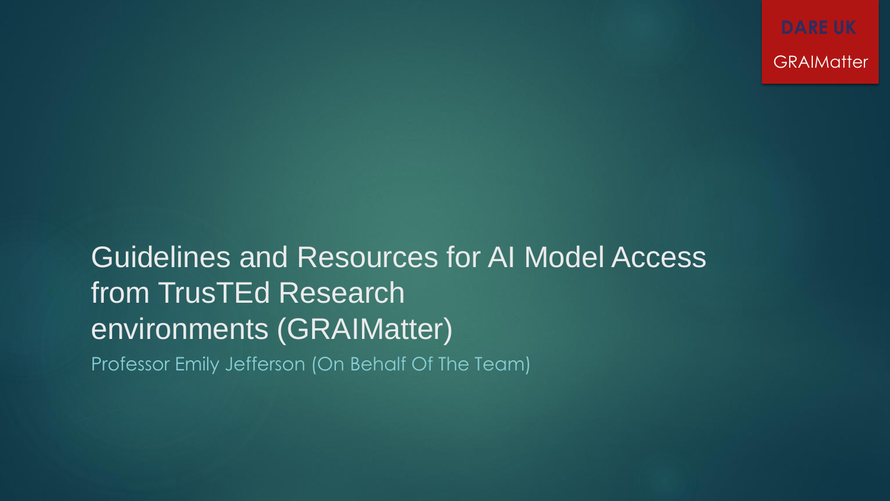DARE UK

GRAIMatter

# Guidelines and Resources for AI Model Access from TrusTEd Research environments (GRAIMatter)

Professor Emily Jefferson (On Behalf Of The Team)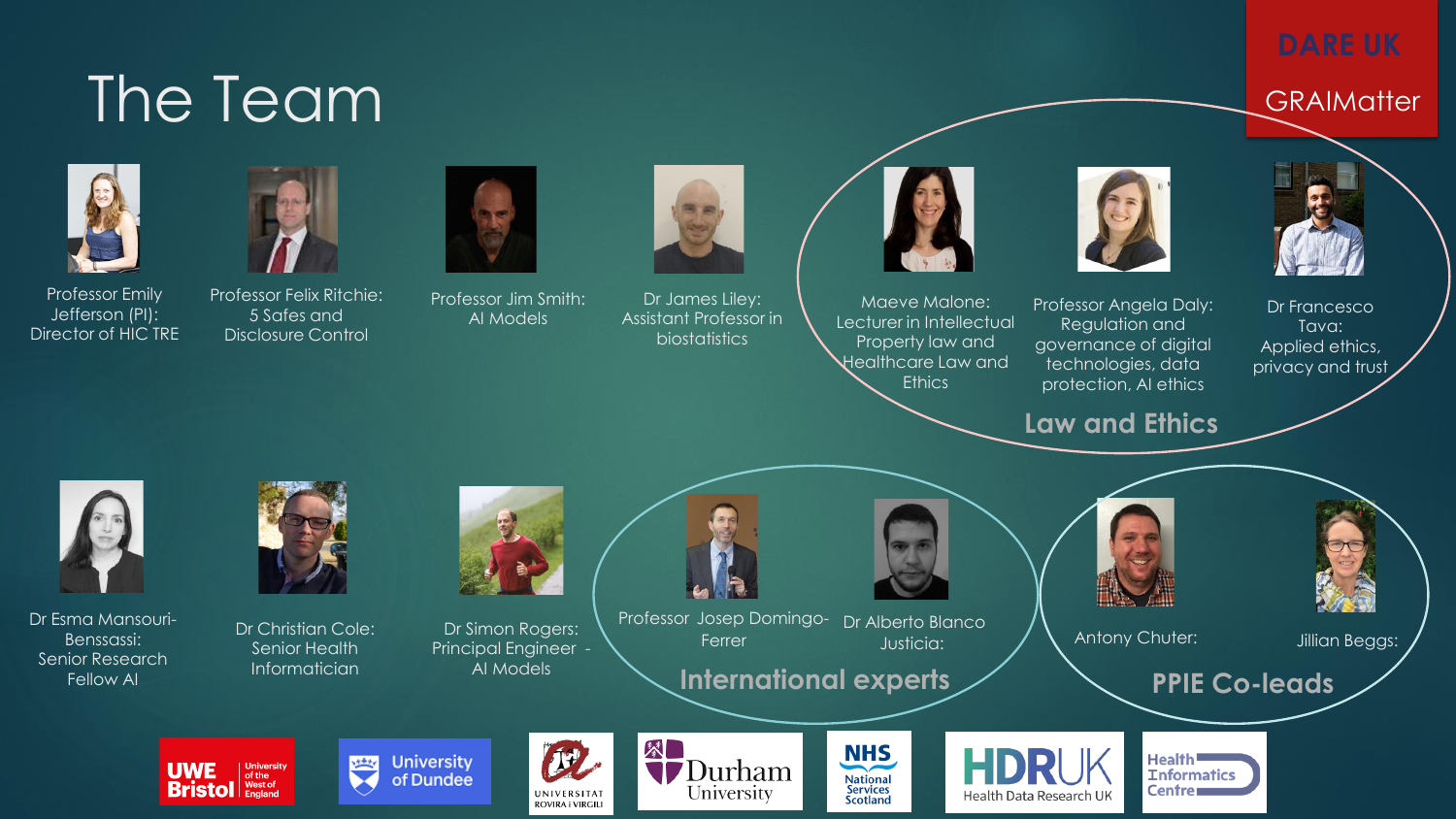# The Team

**DARE UK**

GRAIMatter

Professor Emily Jefferson (PI): Director of HIC TRE

Professor Felix Ritchie: 5 Safes and Disclosure Control

Professor Jim Smith: AI Models

Dr James Liley: Assistant Professor in biostatistics

## Law and Ethics

Maeve Malone: Lecturer in Intellectual Property law and Healthcare Law and Ethics

Professor Angela Daly: Regulation and governance of digital technologies, data protection, AI ethics

Dr Francesco Tava: Applied ethics, privacy and trust

Dr Esma Mansouri-Benssassi: Senior Research Fellow AI

Dr Christian Cole: Senior Health Informatician

Dr Simon Rogers: Principal Engineer - AI Models

## International experts

Professor Josep Domingo-Ferrer

Dr Alberto Blanco Justicia:

## PPIE Co-leads

Antony Chuter:

Jillian Beggs:

UWE Bristol University of the West of England | University of Dundee | Universitat Rovira i Virgili | Durham University | NHS National Services Scotland | HDRUK Health Data Research UK | Health Informatics Centre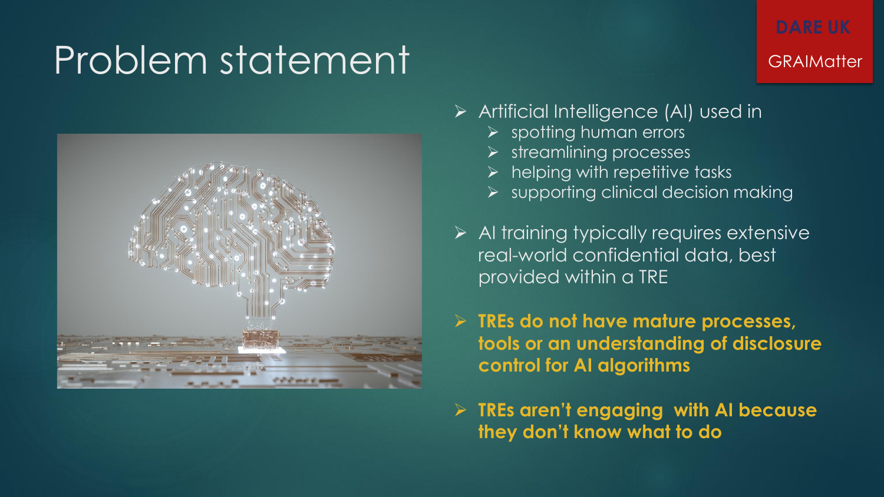# Problem statement

DARE UK

GRAIMatter

- Artificial Intelligence (AI) used in
  - spotting human errors
  - streamlining processes
  - helping with repetitive tasks
  - supporting clinical decision making
- AI training typically requires extensive real-world confidential data, best provided within a TRE
- **TREs do not have mature processes, tools or an understanding of disclosure control for AI algorithms**
- **TREs aren't engaging with AI because they don't know what to do**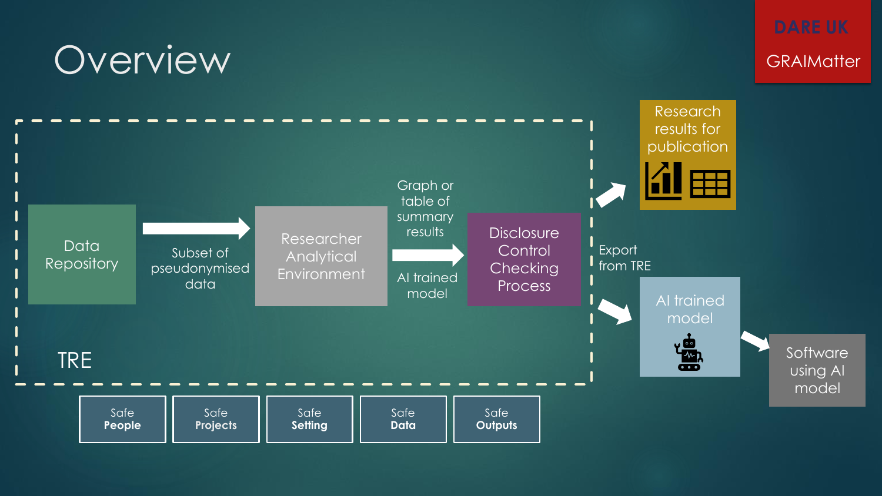# Overview

DARE UK

GRAIMatter

Data Repository

Subset of pseudonymised data

Researcher Analytical Environment

Graph or table of summary results

AI trained model

Disclosure Control Checking Process

TRE

Export from TRE

Research results for publication

AI trained model

Software using AI model

Safe **People**

Safe **Projects**

Safe **Setting**

Safe **Data**

Safe **Outputs**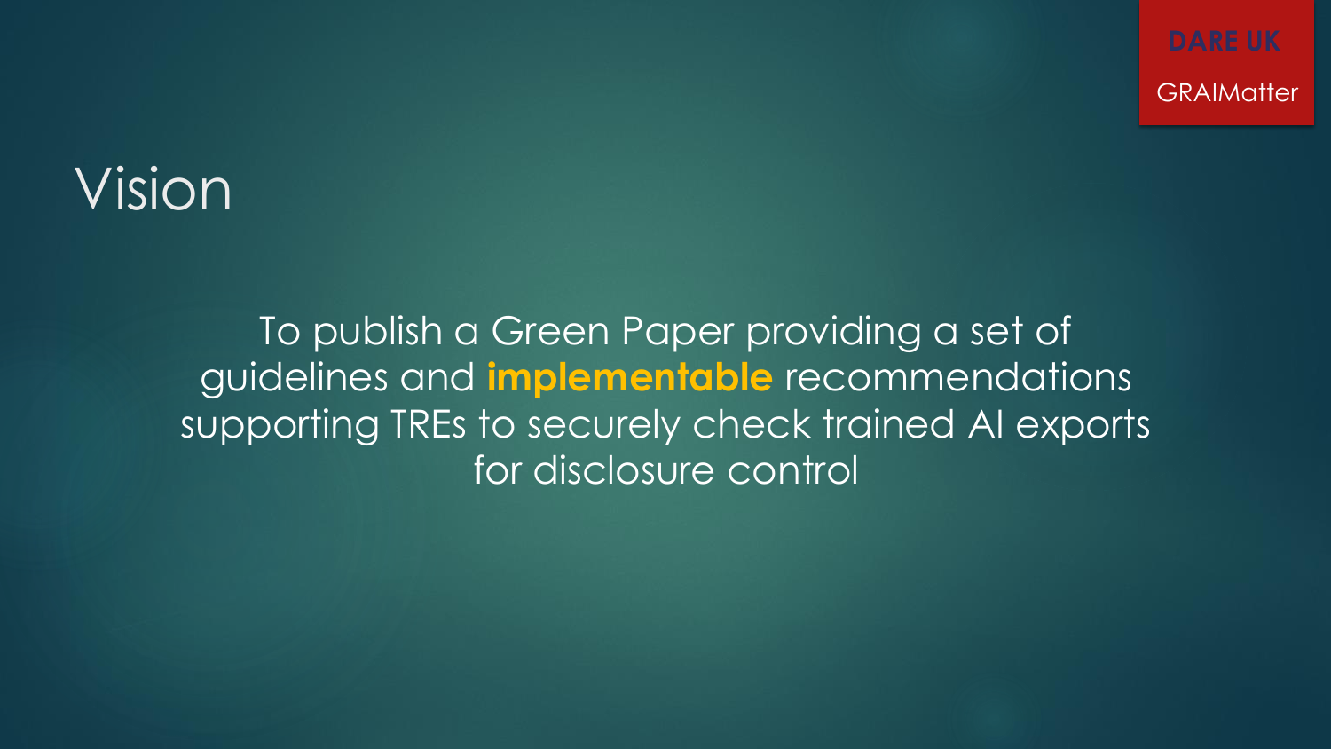DARE UK

GRAIMatter

# Vision

To publish a Green Paper providing a set of guidelines and **implementable** recommendations supporting TREs to securely check trained AI exports for disclosure control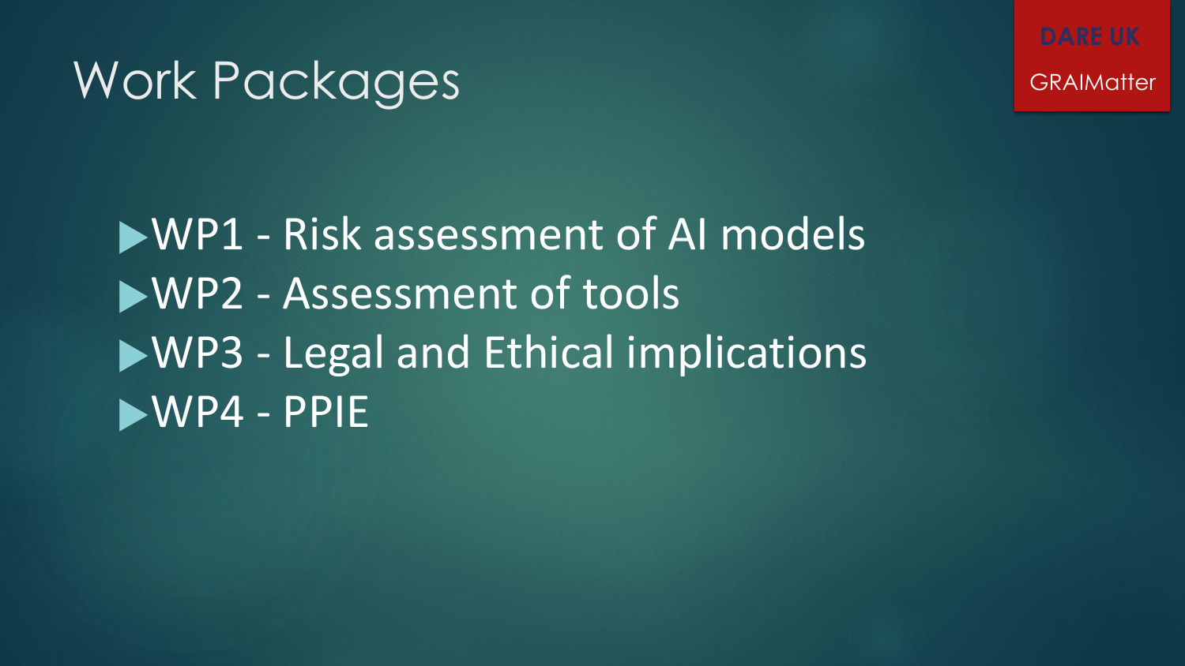# Work Packages

DARE UK

GRAIMatter

- WP1 - Risk assessment of AI models
- WP2 - Assessment of tools
- WP3 - Legal and Ethical implications
- WP4 - PPIE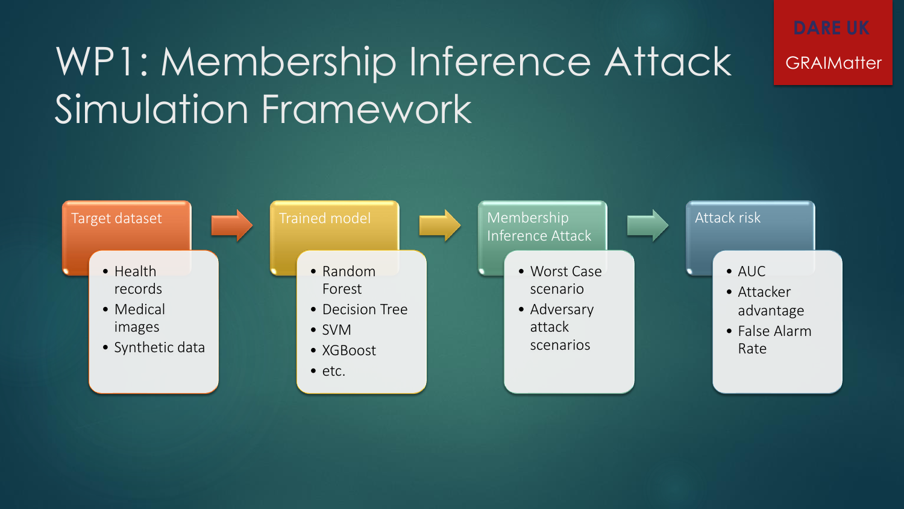# WP1: Membership Inference Attack Simulation Framework

DARE UK

GRAIMatter

**Target dataset**

- Health records
- Medical images
- Synthetic data

**Trained model**

- Random Forest
- Decision Tree
- SVM
- XGBoost
- etc.

**Membership Inference Attack**

- Worst Case scenario
- Adversary attack scenarios

**Attack risk**

- AUC
- Attacker advantage
- False Alarm Rate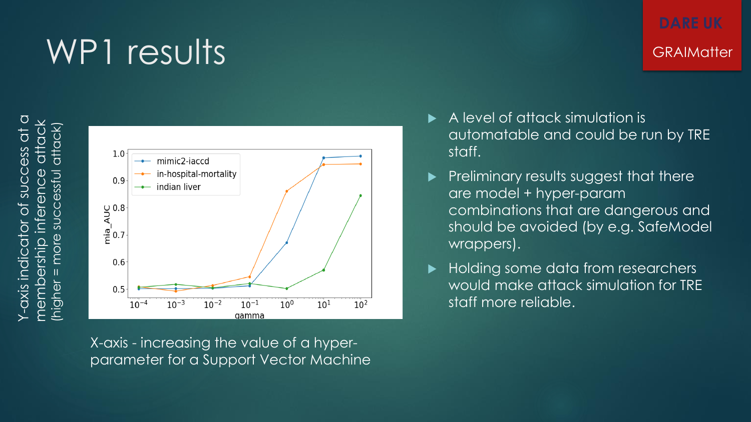# WP1 results

DARE UK

GRAIMatter

Y-axis indicator of success at a membership inference attack (higher = more successful attack)

X-axis - increasing the value of a hyper-parameter for a Support Vector Machine

- A level of attack simulation is automatable and could be run by TRE staff.
- Preliminary results suggest that there are model + hyper-param combinations that are dangerous and should be avoided (by e.g. SafeModel wrappers).
- Holding some data from researchers would make attack simulation for TRE staff more reliable.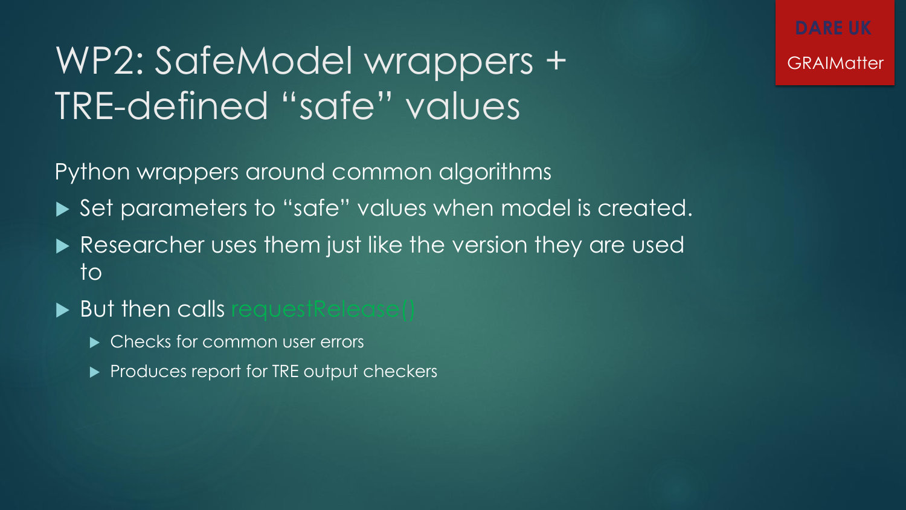DARE UK

GRAIMatter

# WP2: SafeModel wrappers + TRE-defined "safe" values

Python wrappers around common algorithms

- Set parameters to "safe" values when model is created.
- Researcher uses them just like the version they are used to
- But then calls `requestRelease()`
  - Checks for common user errors
  - Produces report for TRE output checkers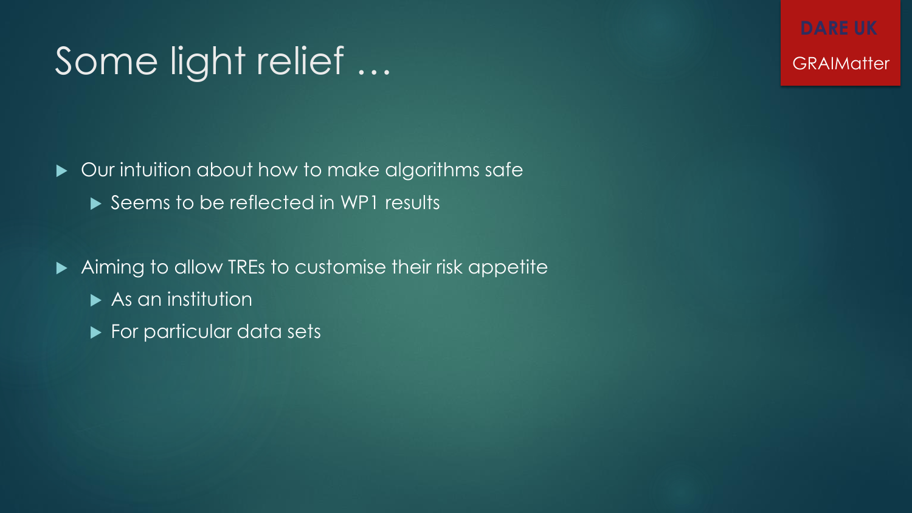# Some light relief …

DARE UK

GRAIMatter

- Our intuition about how to make algorithms safe
  - Seems to be reflected in WP1 results
- Aiming to allow TREs to customise their risk appetite
  - As an institution
  - For particular data sets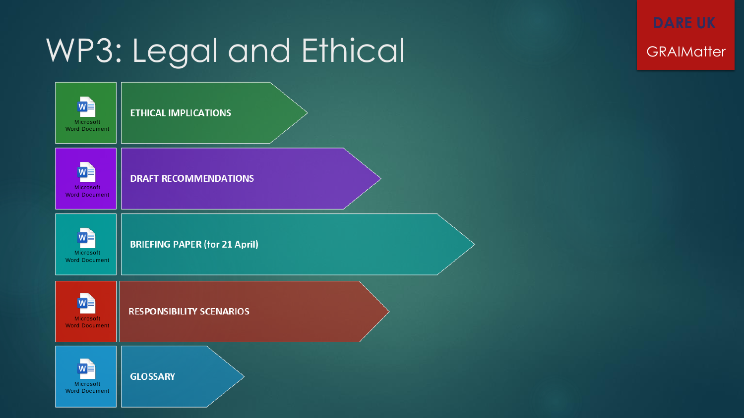# WP3: Legal and Ethical

DARE UK

GRAIMatter

- Microsoft Word Document — **ETHICAL IMPLICATIONS**
- Microsoft Word Document — **DRAFT RECOMMENDATIONS**
- Microsoft Word Document — **BRIEFING PAPER (for 21 April)**
- Microsoft Word Document — **RESPONSIBILITY SCENARIOS**
- Microsoft Word Document — **GLOSSARY**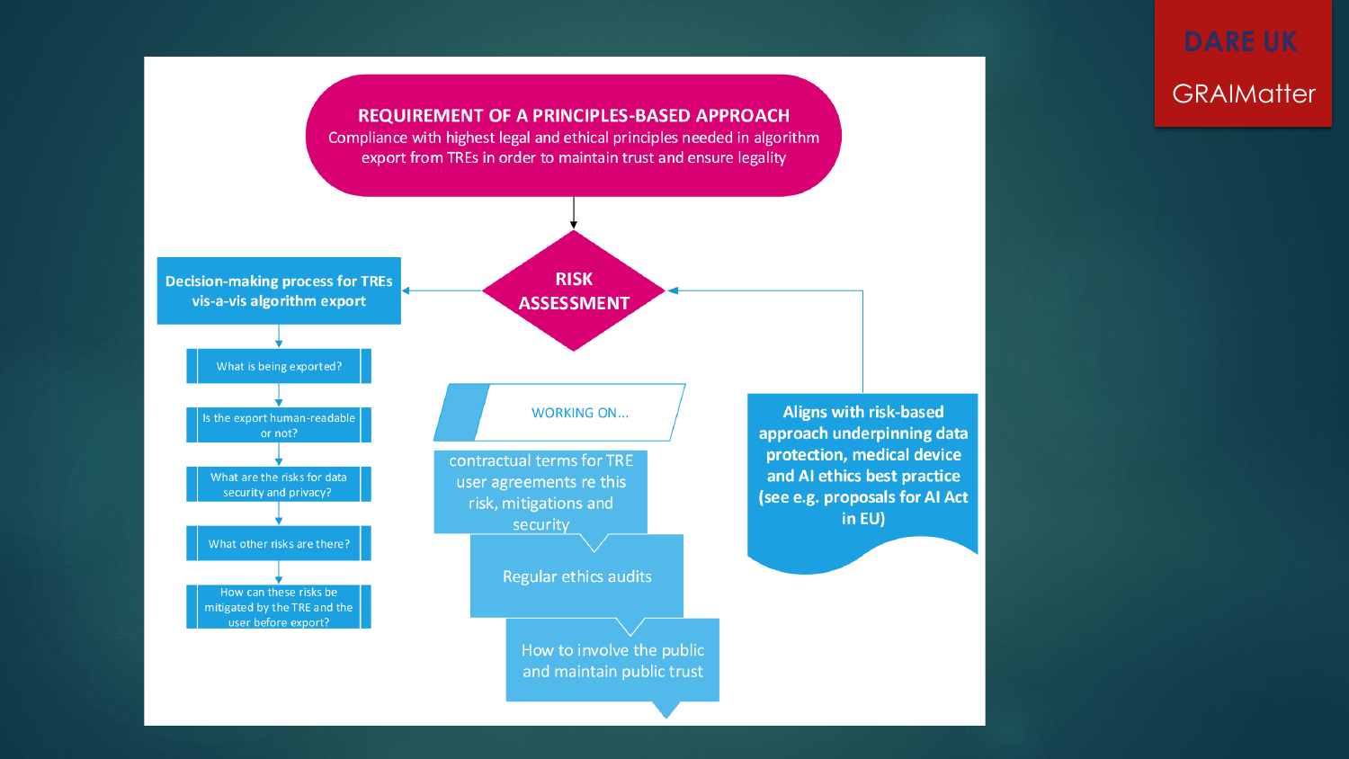DARE UK

GRAIMatter

## REQUIREMENT OF A PRINCIPLES-BASED APPROACH

Compliance with highest legal and ethical principles needed in algorithm export from TREs in order to maintain trust and ensure legality

## RISK ASSESSMENT

### Decision-making process for TREs vis-a-vis algorithm export

- What is being exported?
- Is the export human-readable or not?
- What are the risks for data security and privacy?
- What other risks are there?
- How can these risks be mitigated by the TRE and the user before export?

### WORKING ON...

- contractual terms for TRE user agreements re this risk, mitigations and security
- Regular ethics audits
- How to involve the public and maintain public trust

**Aligns with risk-based approach underpinning data protection, medical device and AI ethics best practice (see e.g. proposals for AI Act in EU)**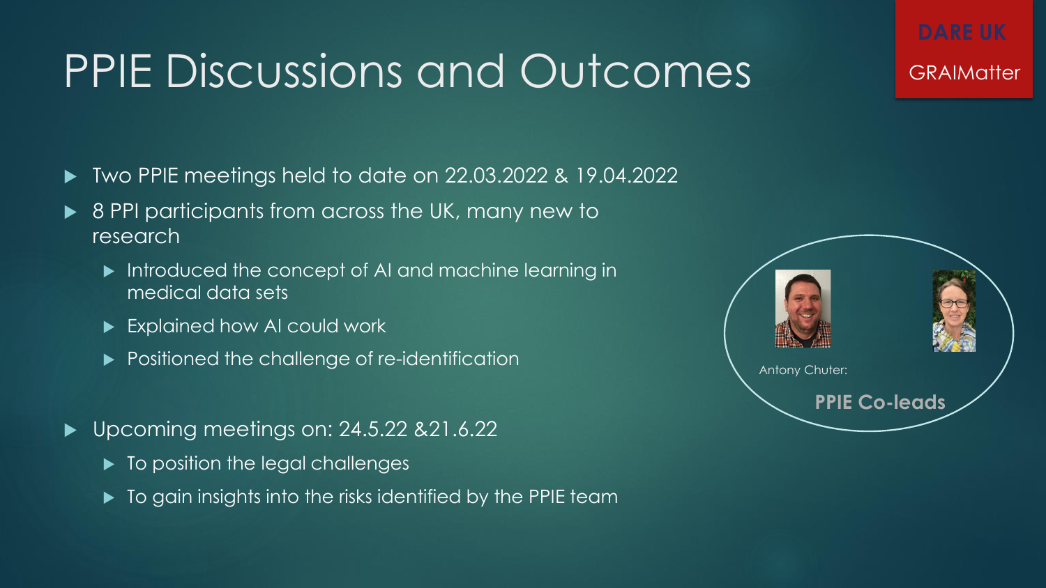# PPIE Discussions and Outcomes

DARE UK

GRAIMatter

- Two PPIE meetings held to date on 22.03.2022 & 19.04.2022
- 8 PPI participants from across the UK, many new to research
  - Introduced the concept of AI and machine learning in medical data sets
  - Explained how AI could work
  - Positioned the challenge of re-identification
- Upcoming meetings on: 24.5.22 &21.6.22
  - To position the legal challenges
  - To gain insights into the risks identified by the PPIE team

Antony Chuter:

**PPIE Co-leads**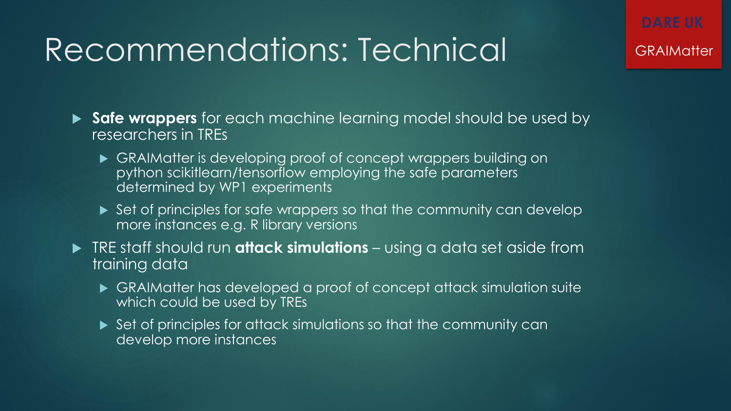# Recommendations: Technical

- **Safe wrappers** for each machine learning model should be used by researchers in TREs
  - GRAIMatter is developing proof of concept wrappers building on python scikitlearn/tensorflow employing the safe parameters determined by WP1 experiments
  - Set of principles for safe wrappers so that the community can develop more instances e.g. R library versions
- TRE staff should run **attack simulations** – using a data set aside from training data
  - GRAIMatter has developed a proof of concept attack simulation suite which could be used by TREs
  - Set of principles for attack simulations so that the community can develop more instances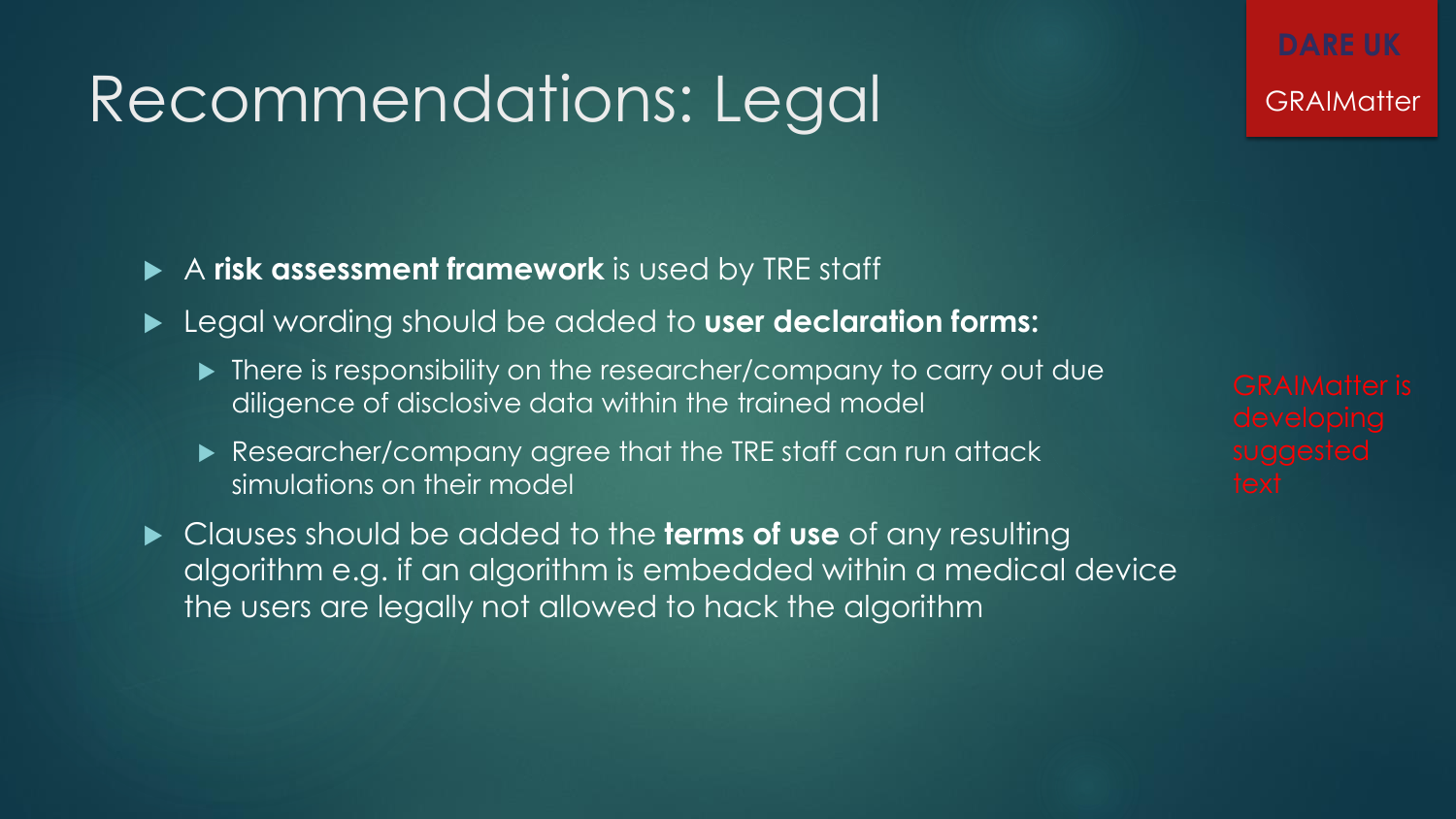# Recommendations: Legal

DARE UK

GRAIMatter

- A **risk assessment framework** is used by TRE staff
- Legal wording should be added to **user declaration forms:**
  - There is responsibility on the researcher/company to carry out due diligence of disclosive data within the trained model
  - Researcher/company agree that the TRE staff can run attack simulations on their model
- Clauses should be added to the **terms of use** of any resulting algorithm e.g. if an algorithm is embedded within a medical device the users are legally not allowed to hack the algorithm

GRAIMatter is developing suggested text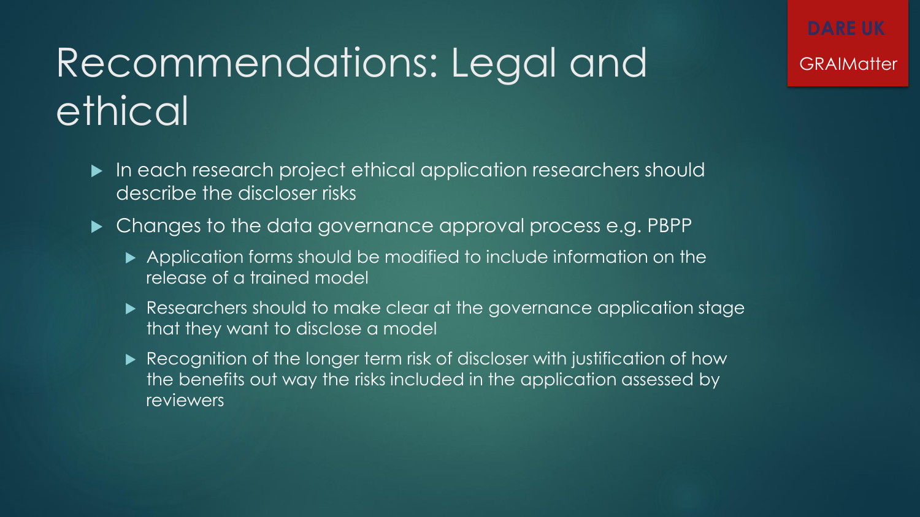# Recommendations: Legal and ethical

- In each research project ethical application researchers should describe the discloser risks
- Changes to the data governance approval process e.g. PBPP
  - Application forms should be modified to include information on the release of a trained model
  - Researchers should to make clear at the governance application stage that they want to disclose a model
  - Recognition of the longer term risk of discloser with justification of how the benefits out way the risks included in the application assessed by reviewers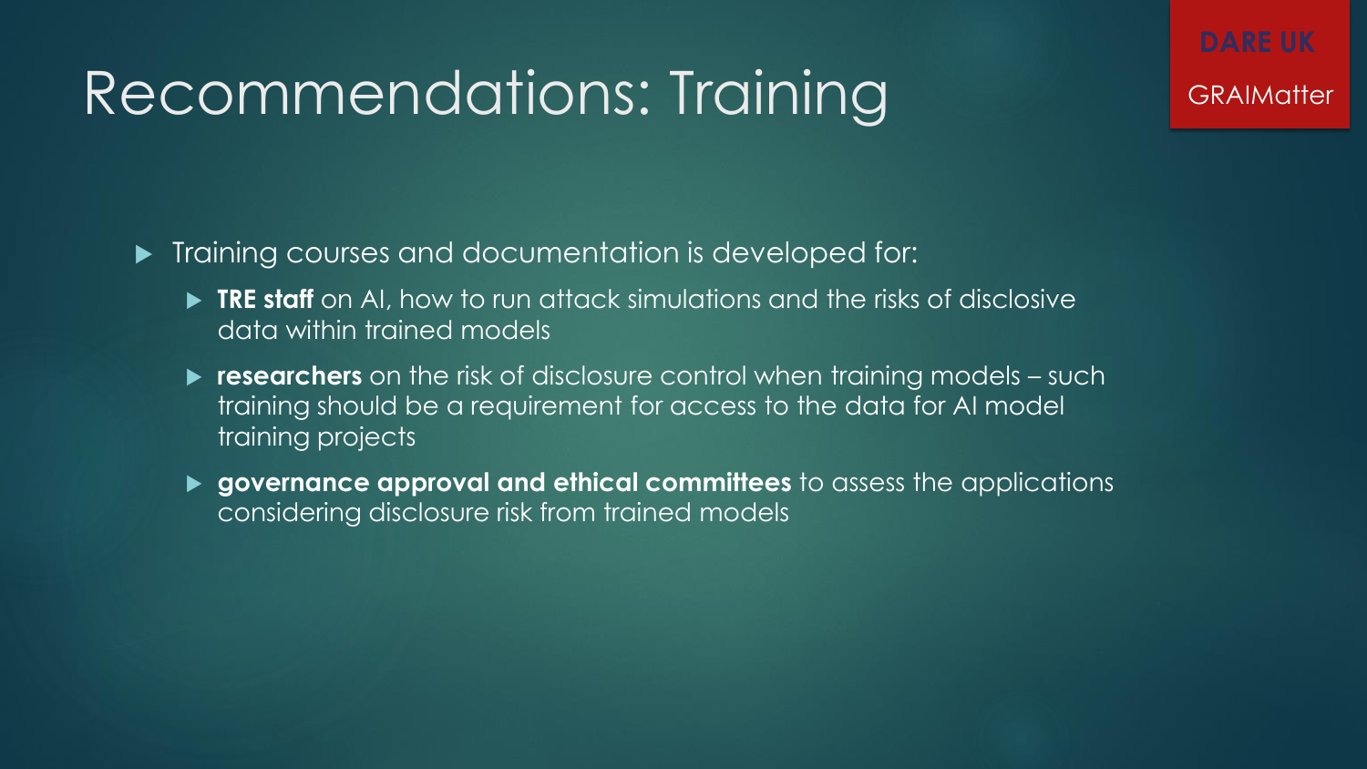# Recommendations: Training

- Training courses and documentation is developed for:
  - **TRE staff** on AI, how to run attack simulations and the risks of disclosive data within trained models
  - **researchers** on the risk of disclosure control when training models – such training should be a requirement for access to the data for AI model training projects
  - **governance approval and ethical committees** to assess the applications considering disclosure risk from trained models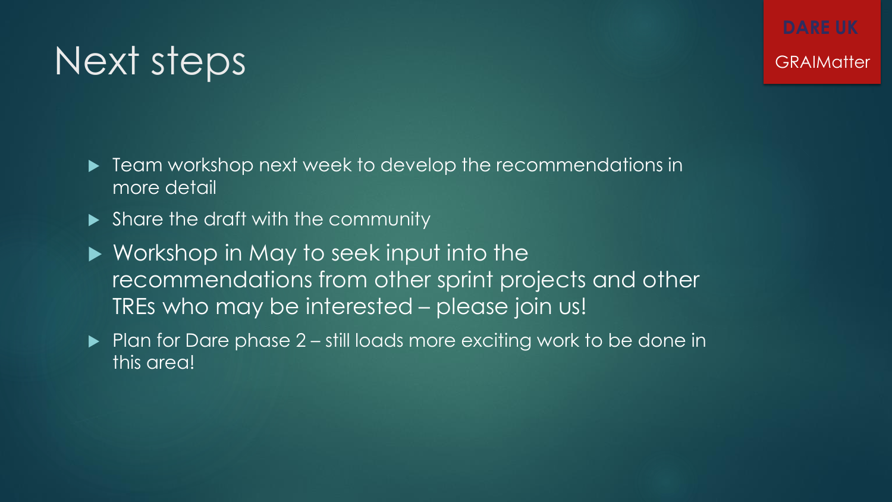# Next steps

DARE UK

GRAIMatter

- Team workshop next week to develop the recommendations in more detail
- Share the draft with the community
- Workshop in May to seek input into the recommendations from other sprint projects and other TREs who may be interested – please join us!
- Plan for Dare phase 2 – still loads more exciting work to be done in this area!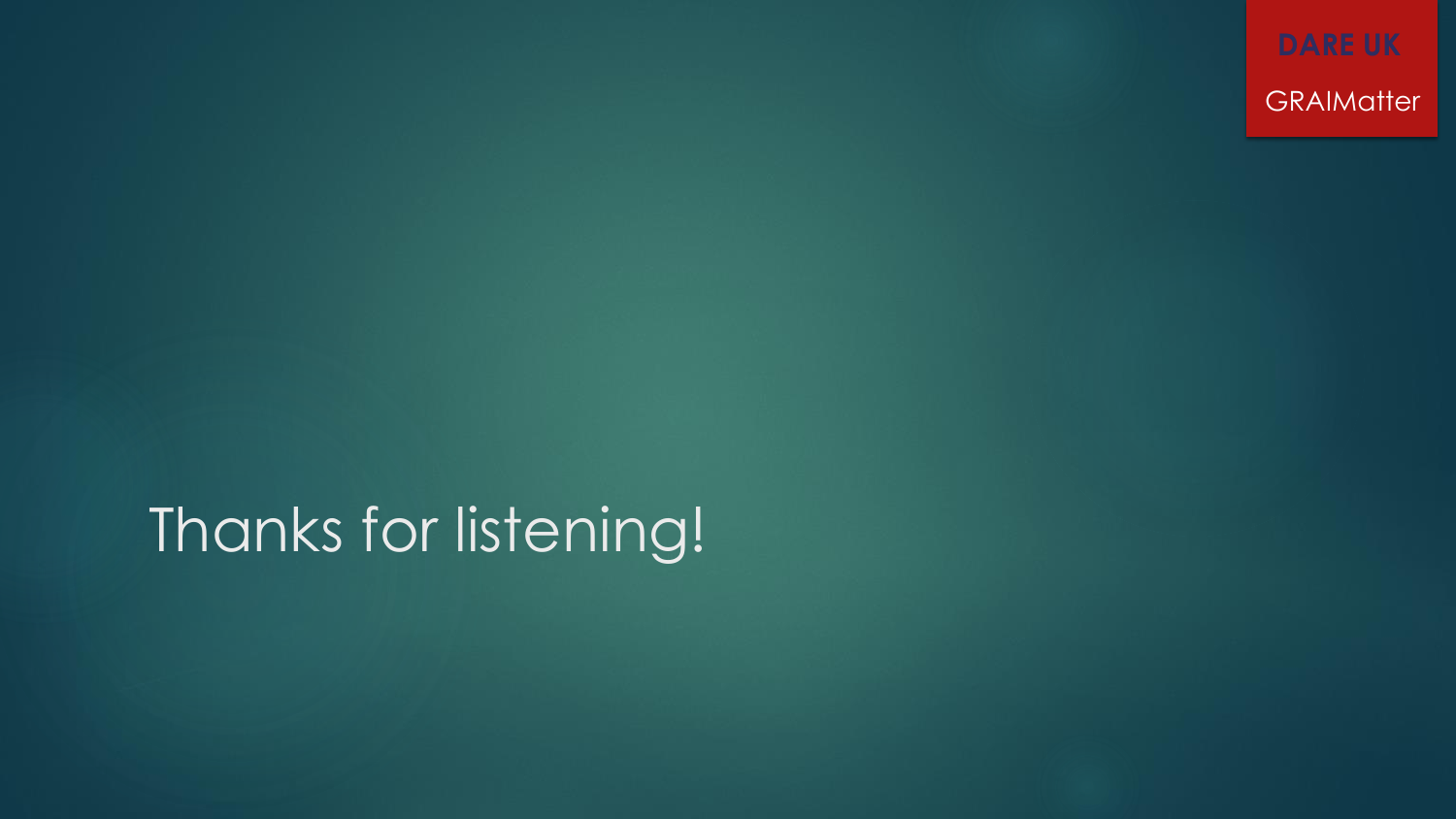DARE UK

GRAIMatter

# Thanks for listening!